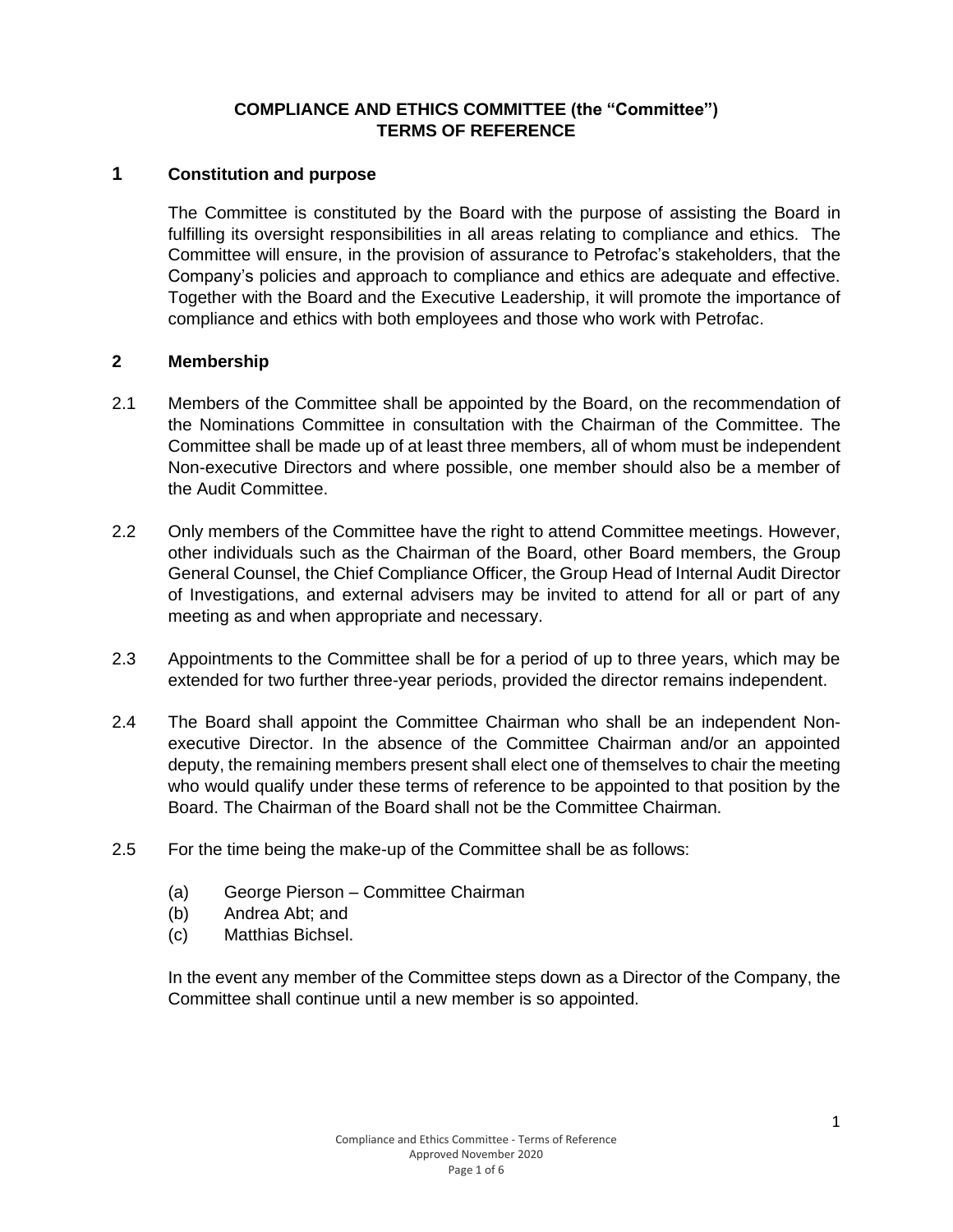# COMPLIANCE AND ETHICS COMMITTEE (the "Committee")
# TERMS OF REFERENCE

## 1 Constitution and purpose

The Committee is constituted by the Board with the purpose of assisting the Board in fulfilling its oversight responsibilities in all areas relating to compliance and ethics. The Committee will ensure, in the provision of assurance to Petrofac's stakeholders, that the Company's policies and approach to compliance and ethics are adequate and effective. Together with the Board and the Executive Leadership, it will promote the importance of compliance and ethics with both employees and those who work with Petrofac.

## 2 Membership

2.1 Members of the Committee shall be appointed by the Board, on the recommendation of the Nominations Committee in consultation with the Chairman of the Committee. The Committee shall be made up of at least three members, all of whom must be independent Non-executive Directors and where possible, one member should also be a member of the Audit Committee.

2.2 Only members of the Committee have the right to attend Committee meetings. However, other individuals such as the Chairman of the Board, other Board members, the Group General Counsel, the Chief Compliance Officer, the Group Head of Internal Audit Director of Investigations, and external advisers may be invited to attend for all or part of any meeting as and when appropriate and necessary.

2.3 Appointments to the Committee shall be for a period of up to three years, which may be extended for two further three-year periods, provided the director remains independent.

2.4 The Board shall appoint the Committee Chairman who shall be an independent Non-executive Director. In the absence of the Committee Chairman and/or an appointed deputy, the remaining members present shall elect one of themselves to chair the meeting who would qualify under these terms of reference to be appointed to that position by the Board. The Chairman of the Board shall not be the Committee Chairman.

2.5 For the time being the make-up of the Committee shall be as follows:

(a) George Pierson – Committee Chairman
(b) Andrea Abt; and
(c) Matthias Bichsel.

In the event any member of the Committee steps down as a Director of the Company, the Committee shall continue until a new member is so appointed.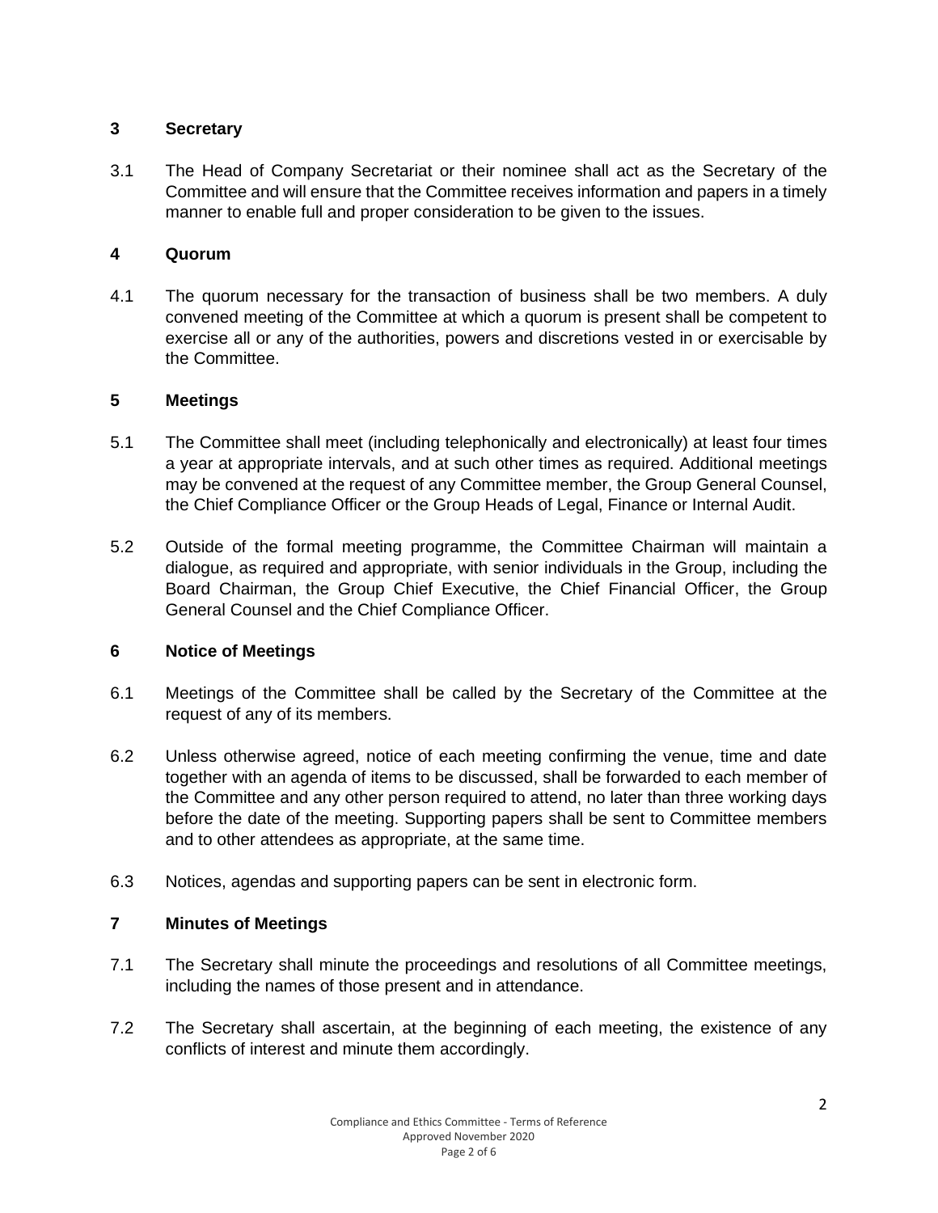## 3 Secretary

3.1 The Head of Company Secretariat or their nominee shall act as the Secretary of the Committee and will ensure that the Committee receives information and papers in a timely manner to enable full and proper consideration to be given to the issues.

## 4 Quorum

4.1 The quorum necessary for the transaction of business shall be two members. A duly convened meeting of the Committee at which a quorum is present shall be competent to exercise all or any of the authorities, powers and discretions vested in or exercisable by the Committee.

## 5 Meetings

5.1 The Committee shall meet (including telephonically and electronically) at least four times a year at appropriate intervals, and at such other times as required. Additional meetings may be convened at the request of any Committee member, the Group General Counsel, the Chief Compliance Officer or the Group Heads of Legal, Finance or Internal Audit.

5.2 Outside of the formal meeting programme, the Committee Chairman will maintain a dialogue, as required and appropriate, with senior individuals in the Group, including the Board Chairman, the Group Chief Executive, the Chief Financial Officer, the Group General Counsel and the Chief Compliance Officer.

## 6 Notice of Meetings

6.1 Meetings of the Committee shall be called by the Secretary of the Committee at the request of any of its members.

6.2 Unless otherwise agreed, notice of each meeting confirming the venue, time and date together with an agenda of items to be discussed, shall be forwarded to each member of the Committee and any other person required to attend, no later than three working days before the date of the meeting. Supporting papers shall be sent to Committee members and to other attendees as appropriate, at the same time.

6.3 Notices, agendas and supporting papers can be sent in electronic form.

## 7 Minutes of Meetings

7.1 The Secretary shall minute the proceedings and resolutions of all Committee meetings, including the names of those present and in attendance.

7.2 The Secretary shall ascertain, at the beginning of each meeting, the existence of any conflicts of interest and minute them accordingly.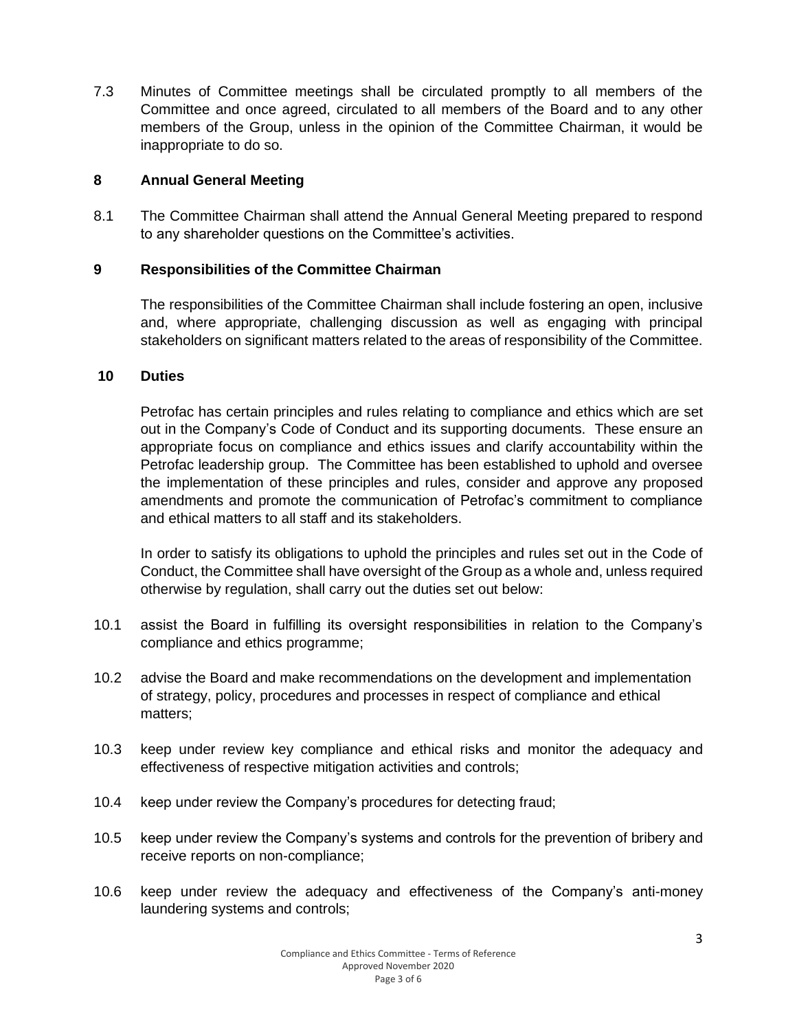7.3 Minutes of Committee meetings shall be circulated promptly to all members of the Committee and once agreed, circulated to all members of the Board and to any other members of the Group, unless in the opinion of the Committee Chairman, it would be inappropriate to do so.

## 8 Annual General Meeting

8.1 The Committee Chairman shall attend the Annual General Meeting prepared to respond to any shareholder questions on the Committee's activities.

## 9 Responsibilities of the Committee Chairman

The responsibilities of the Committee Chairman shall include fostering an open, inclusive and, where appropriate, challenging discussion as well as engaging with principal stakeholders on significant matters related to the areas of responsibility of the Committee.

## 10 Duties

Petrofac has certain principles and rules relating to compliance and ethics which are set out in the Company's Code of Conduct and its supporting documents. These ensure an appropriate focus on compliance and ethics issues and clarify accountability within the Petrofac leadership group. The Committee has been established to uphold and oversee the implementation of these principles and rules, consider and approve any proposed amendments and promote the communication of Petrofac's commitment to compliance and ethical matters to all staff and its stakeholders.

In order to satisfy its obligations to uphold the principles and rules set out in the Code of Conduct, the Committee shall have oversight of the Group as a whole and, unless required otherwise by regulation, shall carry out the duties set out below:

10.1 assist the Board in fulfilling its oversight responsibilities in relation to the Company's compliance and ethics programme;

10.2 advise the Board and make recommendations on the development and implementation of strategy, policy, procedures and processes in respect of compliance and ethical matters;

10.3 keep under review key compliance and ethical risks and monitor the adequacy and effectiveness of respective mitigation activities and controls;

10.4 keep under review the Company's procedures for detecting fraud;

10.5 keep under review the Company's systems and controls for the prevention of bribery and receive reports on non-compliance;

10.6 keep under review the adequacy and effectiveness of the Company's anti-money laundering systems and controls;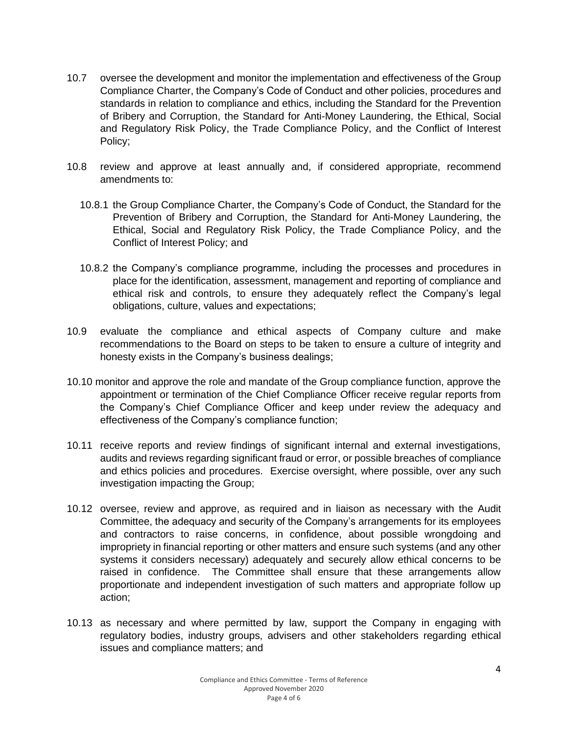10.7 oversee the development and monitor the implementation and effectiveness of the Group Compliance Charter, the Company's Code of Conduct and other policies, procedures and standards in relation to compliance and ethics, including the Standard for the Prevention of Bribery and Corruption, the Standard for Anti-Money Laundering, the Ethical, Social and Regulatory Risk Policy, the Trade Compliance Policy, and the Conflict of Interest Policy;

10.8 review and approve at least annually and, if considered appropriate, recommend amendments to:

10.8.1 the Group Compliance Charter, the Company's Code of Conduct, the Standard for the Prevention of Bribery and Corruption, the Standard for Anti-Money Laundering, the Ethical, Social and Regulatory Risk Policy, the Trade Compliance Policy, and the Conflict of Interest Policy; and

10.8.2 the Company's compliance programme, including the processes and procedures in place for the identification, assessment, management and reporting of compliance and ethical risk and controls, to ensure they adequately reflect the Company's legal obligations, culture, values and expectations;

10.9 evaluate the compliance and ethical aspects of Company culture and make recommendations to the Board on steps to be taken to ensure a culture of integrity and honesty exists in the Company's business dealings;

10.10 monitor and approve the role and mandate of the Group compliance function, approve the appointment or termination of the Chief Compliance Officer receive regular reports from the Company's Chief Compliance Officer and keep under review the adequacy and effectiveness of the Company's compliance function;

10.11 receive reports and review findings of significant internal and external investigations, audits and reviews regarding significant fraud or error, or possible breaches of compliance and ethics policies and procedures. Exercise oversight, where possible, over any such investigation impacting the Group;

10.12 oversee, review and approve, as required and in liaison as necessary with the Audit Committee, the adequacy and security of the Company's arrangements for its employees and contractors to raise concerns, in confidence, about possible wrongdoing and impropriety in financial reporting or other matters and ensure such systems (and any other systems it considers necessary) adequately and securely allow ethical concerns to be raised in confidence. The Committee shall ensure that these arrangements allow proportionate and independent investigation of such matters and appropriate follow up action;

10.13 as necessary and where permitted by law, support the Company in engaging with regulatory bodies, industry groups, advisers and other stakeholders regarding ethical issues and compliance matters; and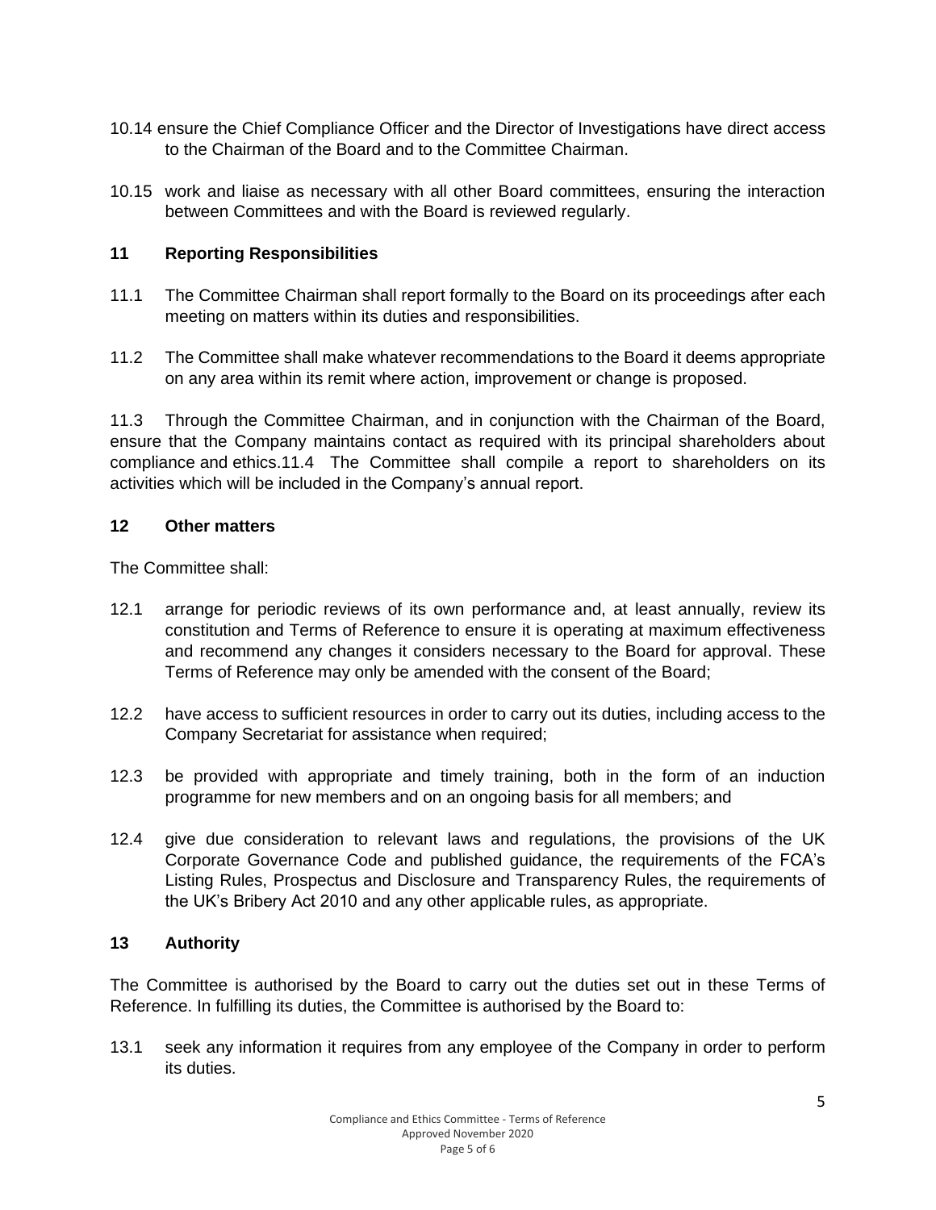10.14 ensure the Chief Compliance Officer and the Director of Investigations have direct access to the Chairman of the Board and to the Committee Chairman.

10.15 work and liaise as necessary with all other Board committees, ensuring the interaction between Committees and with the Board is reviewed regularly.

## 11 Reporting Responsibilities

11.1 The Committee Chairman shall report formally to the Board on its proceedings after each meeting on matters within its duties and responsibilities.

11.2 The Committee shall make whatever recommendations to the Board it deems appropriate on any area within its remit where action, improvement or change is proposed.

11.3 Through the Committee Chairman, and in conjunction with the Chairman of the Board, ensure that the Company maintains contact as required with its principal shareholders about compliance and ethics.11.4 The Committee shall compile a report to shareholders on its activities which will be included in the Company's annual report.

## 12 Other matters

The Committee shall:

12.1 arrange for periodic reviews of its own performance and, at least annually, review its constitution and Terms of Reference to ensure it is operating at maximum effectiveness and recommend any changes it considers necessary to the Board for approval. These Terms of Reference may only be amended with the consent of the Board;

12.2 have access to sufficient resources in order to carry out its duties, including access to the Company Secretariat for assistance when required;

12.3 be provided with appropriate and timely training, both in the form of an induction programme for new members and on an ongoing basis for all members; and

12.4 give due consideration to relevant laws and regulations, the provisions of the UK Corporate Governance Code and published guidance, the requirements of the FCA's Listing Rules, Prospectus and Disclosure and Transparency Rules, the requirements of the UK's Bribery Act 2010 and any other applicable rules, as appropriate.

## 13 Authority

The Committee is authorised by the Board to carry out the duties set out in these Terms of Reference. In fulfilling its duties, the Committee is authorised by the Board to:

13.1 seek any information it requires from any employee of the Company in order to perform its duties.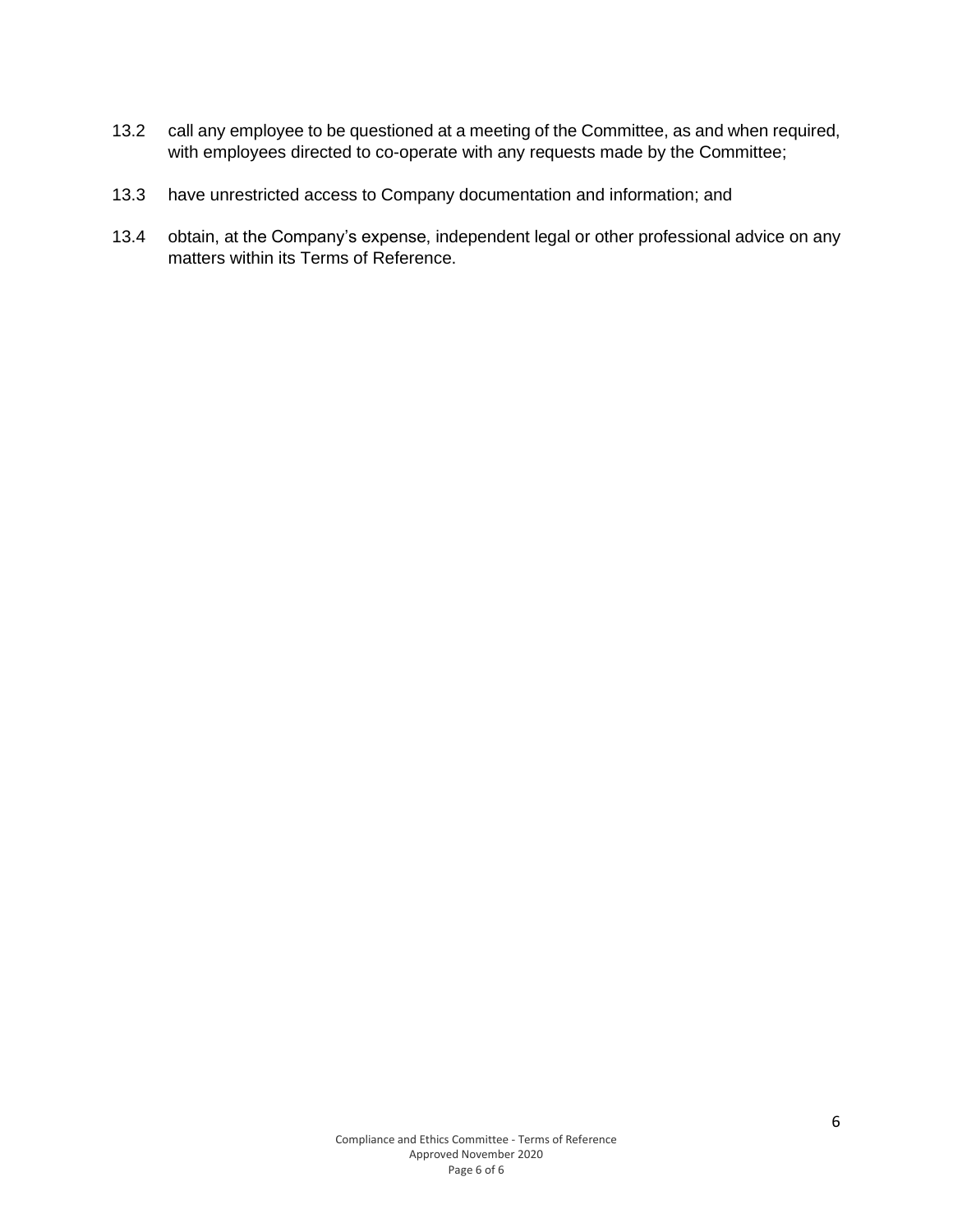13.2 call any employee to be questioned at a meeting of the Committee, as and when required, with employees directed to co-operate with any requests made by the Committee;

13.3 have unrestricted access to Company documentation and information; and

13.4 obtain, at the Company's expense, independent legal or other professional advice on any matters within its Terms of Reference.